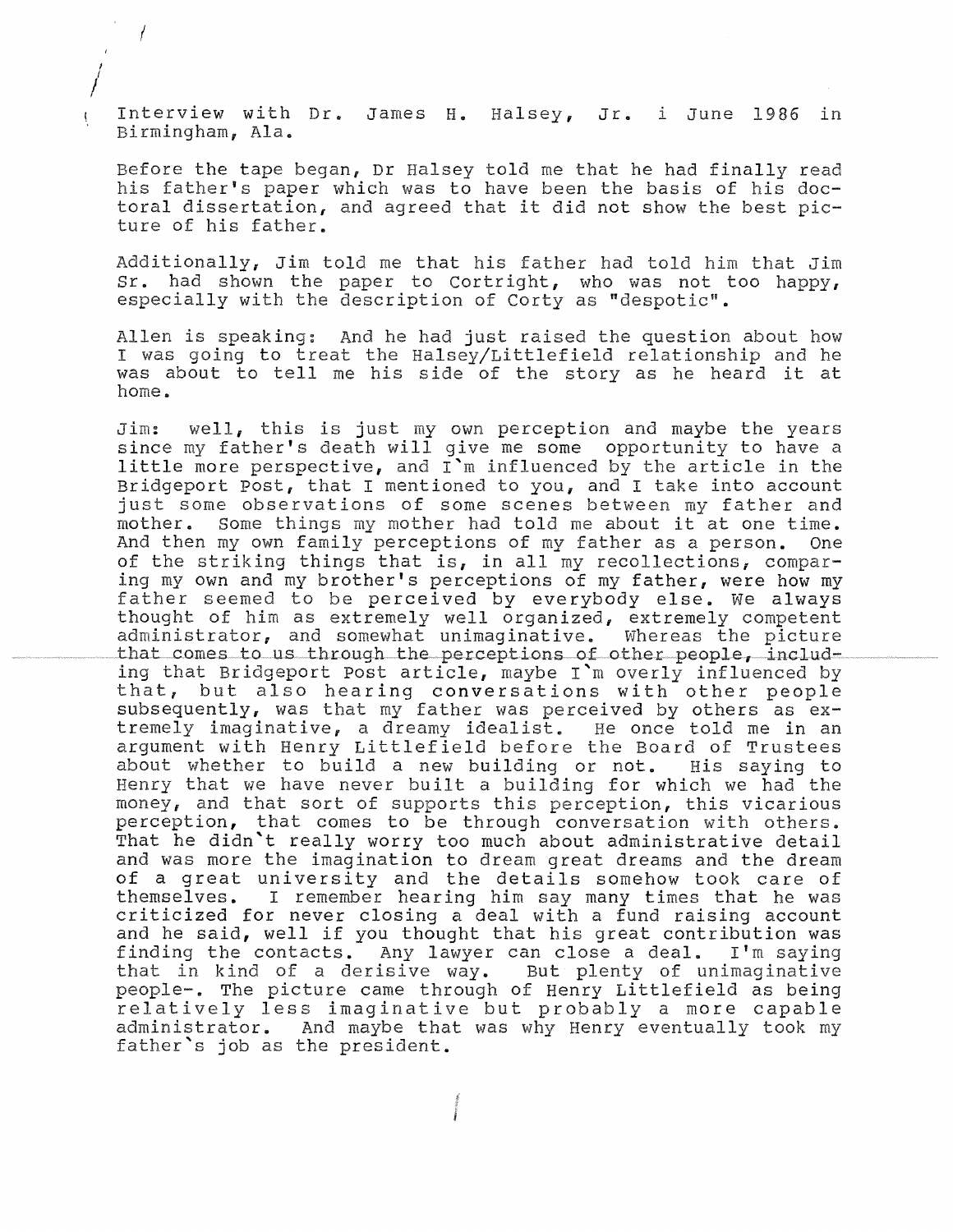Interview with Dr. James H. Halsey, Jr. i June 1986 in Birmingham, Ala.

Before the tape began, Dr Halsey told me that he had finally read his father's paper which was to have been the basis of his doctoral dissertation, and agreed that it did not show the best picture of his father.

Additionally, Jim told me that his father had told him that Jim Sr. had shown the paper to Cortright, who was not too happy, especially with the description of Corty as "despotic".

Allen is speaking: And he had just raised the question about how I was going to treat the Halsey/Littlefield relationship and he was about to tell me his side of the story as he heard it at home.

Jim: well, this is just my own perception and maybe the years since my father's death will give me some opportunity to have a little more perspective, and I`m influenced by the article in the Bridgeport Post, that I mentioned to you, and I take into account just some observations of some scenes between my father and mother. Some things my mother had told me about it at one time. And then my own family perceptions of my father as a person. One of the striking things that is, in all my recollections, comparing my own and my brother's perceptions of my father, were how my father seemed to be perceived by everybody else. We always thought of him as extremely well organized, extremely competent administrator, and somewhat unimaginative. Whereas the picture that comes to us through the perceptions of other people, including that Bridgeport Post article, maybe I`m overly influenced by that, but also hearing conversations with other people subsequently, was that my father was perceived by others as extremely imaginative, a dreamy idealist. He once told me in an argument with Henry Littlefield before the Board of Trustees about whether to build a new building or not. His saying to Henry that we have never built a building for which we had the money, and that sort of supports this perception, this vicarious perception, that comes to be through conversation with others. That he didn`t really worry too much about administrative detail and was more the imagination to dream great dreams and the dream of a great university and the details somehow took care of themselves. I remember hearing him say many times that he was criticized for never closing a deal with a fund raising account and he said, well if you thought that his great contribution was finding the contacts. Any lawyer can close a deal. I'm saying that in kind of a derisive way. But plenty of unimaginative people-. The picture came through of Henry Littlefield as being relatively less imaginative but probably a more capable administrator. And maybe that was why Henry eventually took my father`s job as the president.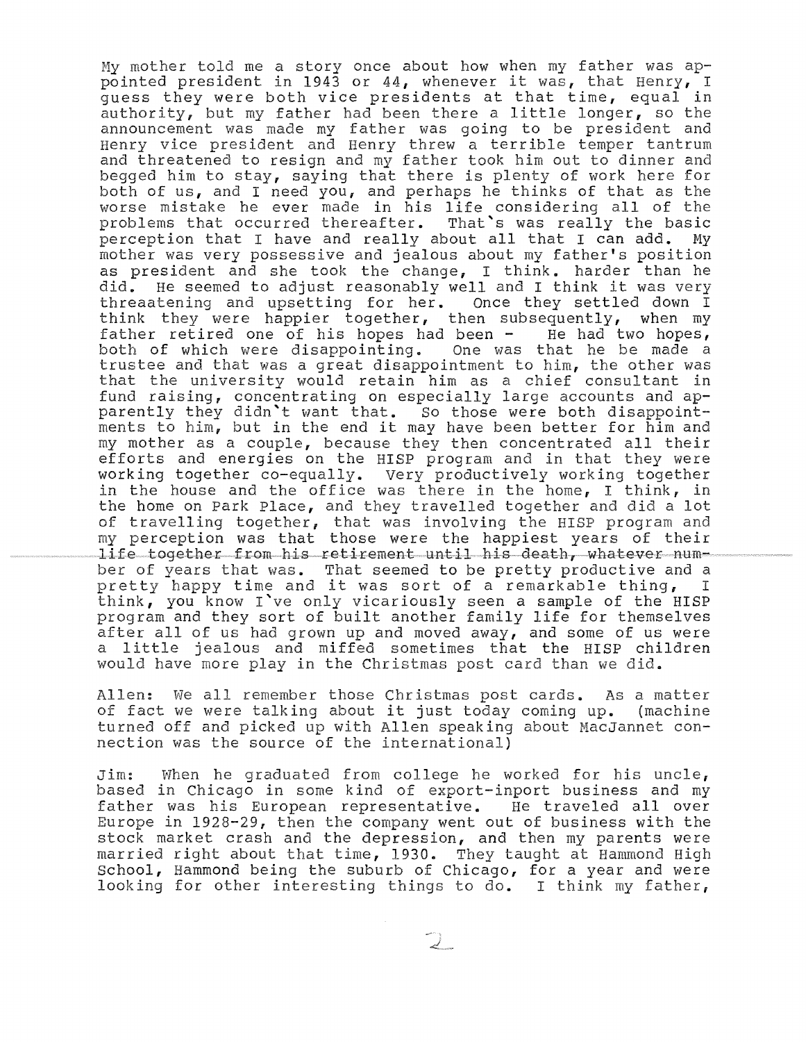My mother told me a story once about how when my father was appointed president in 1943 or 44, whenever it was, that Henry, I guess they were both vice presidents at that time, equal in authority, but my father had been there a little longer, so the announcement was made my father was going to be president and Henry vice president and Henry threw a terrible temper tantrum and threatened to resign and my father took him out to dinner and begged him to stay, saying that there is plenty of work here for both of us, and I need you, and perhaps he thinks of that as the worse mistake he ever made in his life considering all of the problems that occurred thereafter. That`s was really the basic perception that I have and really about all that I can add. My mother was very possessive and jealous about my father's position as president and she took the change, I think. harder than he did. He seemed to adjust reasonably well and I think it was very threaatening and upsetting for her. Once they settled down I think they were happier together, then subsequently, when my father retired one of his hopes had been - He had two hopes, both of which were disappointing. One was that he be made a trustee and that was a great disappointment to him, the other was that the university would retain him as a chief consultant in fund raising, concentrating on especially large accounts and apparently they didn`t want that. So those were both disappointments to him, but in the end it may have been better for him and my mother as a couple, because they then concentrated all their efforts and energies on the HISP program and in that they were working together co-equally. Very productively working together in the house and the office was there in the home, I think, in the home on Park Place, and they travelled together and did a lot of travelling together, that was involving the HISP program and my perception was that those were the happiest years of their life together from his retirement until his death, whatever number of years that was. That seemed to be pretty productive and a pretty happy time and it was sort of a remarkable thing, I think, you know I`ve only vicariously seen a sample of the HISP program and they sort of built another family life for themselves after all of us had grown up and moved away, and some of us were a little jealous and miffed sometimes that the HISP children would have more play in the Christmas post card than we did.

Allen: We all remember those Christmas post cards. As a matter of fact we were talking about it just today coming up. (machine turned off and picked up with Allen speaking about MacJannet connection was the source of the international)

Jim: When he graduated from college he worked for his uncle, based in Chicago in some kind of export-inport business and my father was his European representative. He traveled all over Europe in 1928-29, then the company went out of business with the stock market crash and the depression, and then my parents were married right about that time, 1930. They taught at Hammond High School, Hammond being the suburb of Chicago, for a year and were looking for other interesting things to do. I think my father,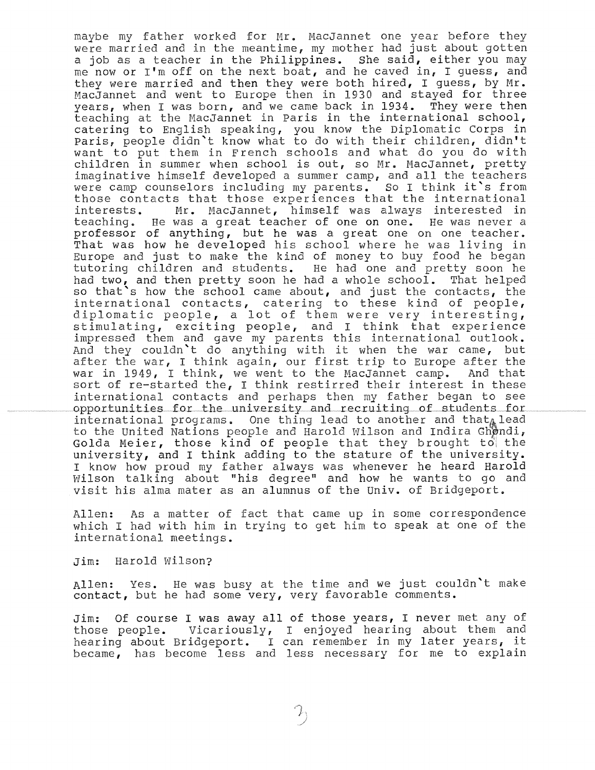maybe my father worked for Mr. MacJannet one year before they were married and in the meantime, my mother had just about gotten a job as a teacher in the Philippines. She said, either you may me now or I'm off on the next boat, and he caved in, I guess, and they were married and then they were both hired, I guess, by Mr. MacJannet and went to Europe then in 1930 and stayed for three years, when I was born, and we came back in 1934. They were then teaching at the MacJannet in Paris in the international school, catering to English speaking, you know the Diplomatic Corps in Paris, people didn't know what to do with their children, didn't want to put them in French schools and what do you do with children in summer when school is out, so Mr. MacJannet, pretty imaginative himself developed a summer camp, and all the teachers were camp counselors including my parents. So I think it's from those contacts that those experiences that the international interests. Mr. MacJannet, himself was always interested in teaching. He was a great teacher of one on one. He was never a professor of anything, but he was a great one on one teacher. That was how he developed his school where he was living in Europe and just to make the kind of money to buy food he began tutoring children and students. He had one and pretty soon he had two, and then pretty soon he had a whole school. That helped so that's how the school came about, and just the contacts, the international contacts, catering to these kind of people, diplomatic people, a lot of them were very interesting, stimulating, exciting people, and I think that experience impressed them and gave my parents this international outlook. And they couldn't do anything with it when the war came, but after the war, I think again, our first trip to Europe after the war in 1949, I think, we went to the MacJannet camp. And that sort of re-started the, I think restirred their interest in these international contacts and perhaps then my father began to see opportunities for the university and recruiting of students for international programs. One thing lead to another and that lead to the United Nations people and Harold Wilson and Indira Ghandi, Golda Meier, those kind of people that they brought to the university, and I think adding to the stature of the university. I know how proud my father always was whenever he heard Harold Wilson talking about "his degree" and how he wants to go and visit his alma mater as an alumnus of the Univ. of Bridgeport.

Allen: As a matter of fact that came up in some correspondence which I had with him in trying to get him to speak at one of the international meetings.

Jim: Harold Wilson?

Allen: Yes. He was busy at the time and we just couldn't make contact, but he had some very, very favorable comments.

Jim: Of course I was away all of those years, I never met any of those people. Vicariously, I enjoyed hearing about them and hearing about Bridgeport. I can remember in my later years, it became, has become less and less necessary for me to explain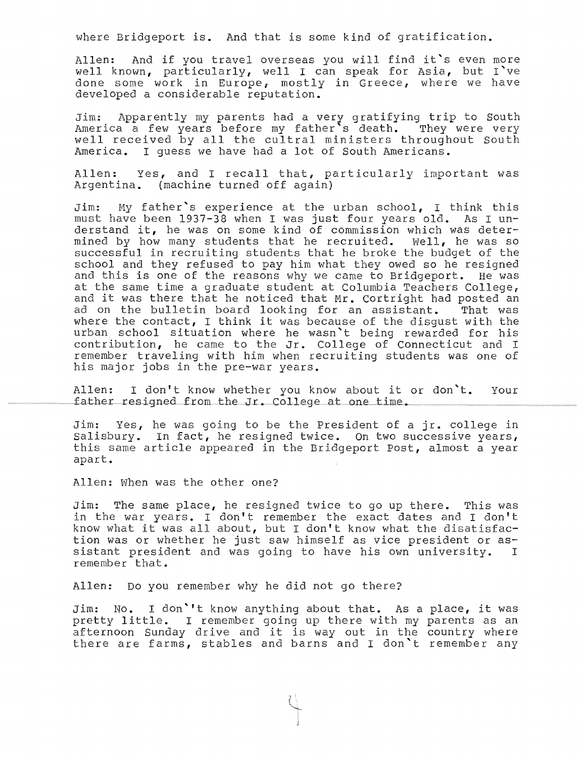where Bridgeport is. And that is some kind of gratification.

Allen: And if you travel overseas you will find it's even more well known, particularly, well I can speak for Asia, but I've done some work in Europe, mostly in Greece, where we have developed a considerable reputation.

Jim: Apparently my parents had a very gratifying trip to South America a few years before my father's death. They were very well received by all the cultral ministers throughout South America. I guess we have had a lot of South Americans.

Allen: Yes, and I recall that, particularly important was Argentina. (machine turned off again)

Jim: My father's experience at the urban school, I think this must have been 1937-38 when I was just four years old. As I understand it, he was on some kind of commission which was determined by how many students that he recruited. Well, he was so successful in recruiting students that he broke the budget of the school and they refused to pay him what they owed so he resigned and this is one of the reasons why we came to Bridgeport. He was at the same time a graduate student at Columbia Teachers College, and it was there that he noticed that Mr. Cortright had posted an ad on the bulletin board looking for an assistant. That was where the contact, I think it was because of the disgust with the urban school situation where he wasn't being rewarded for his contribution, he came to the Jr. College of Connecticut and I remember traveling with him when recruiting students was one of his major jobs in the pre-war years.

Allen: I don't know whether you know about it or don't. Your father resigned from the Jr. College at one time.

Jim: Yes, he was going to be the President of a jr. college in Salisbury. In fact, he resigned twice. On two successive years, this same article appeared in the Bridgeport Post, almost a year apart.

Allen: When was the other one?

Jim: The same place, he resigned twice to go up there. This was in the war years. I don't remember the exact dates and I don't know what it was all about, but I don't know what the disatisfaction was or whether he just saw himself as vice president or assistant president and was going to have his own university. I remember that.

Allen: Do you remember why he did not go there?

Jim: No. I don''t know anything about that. As a place, it was pretty little. I remember going up there with my parents as an afternoon Sunday drive and it is way out in the country where there are farms, stables and barns and I don't remember any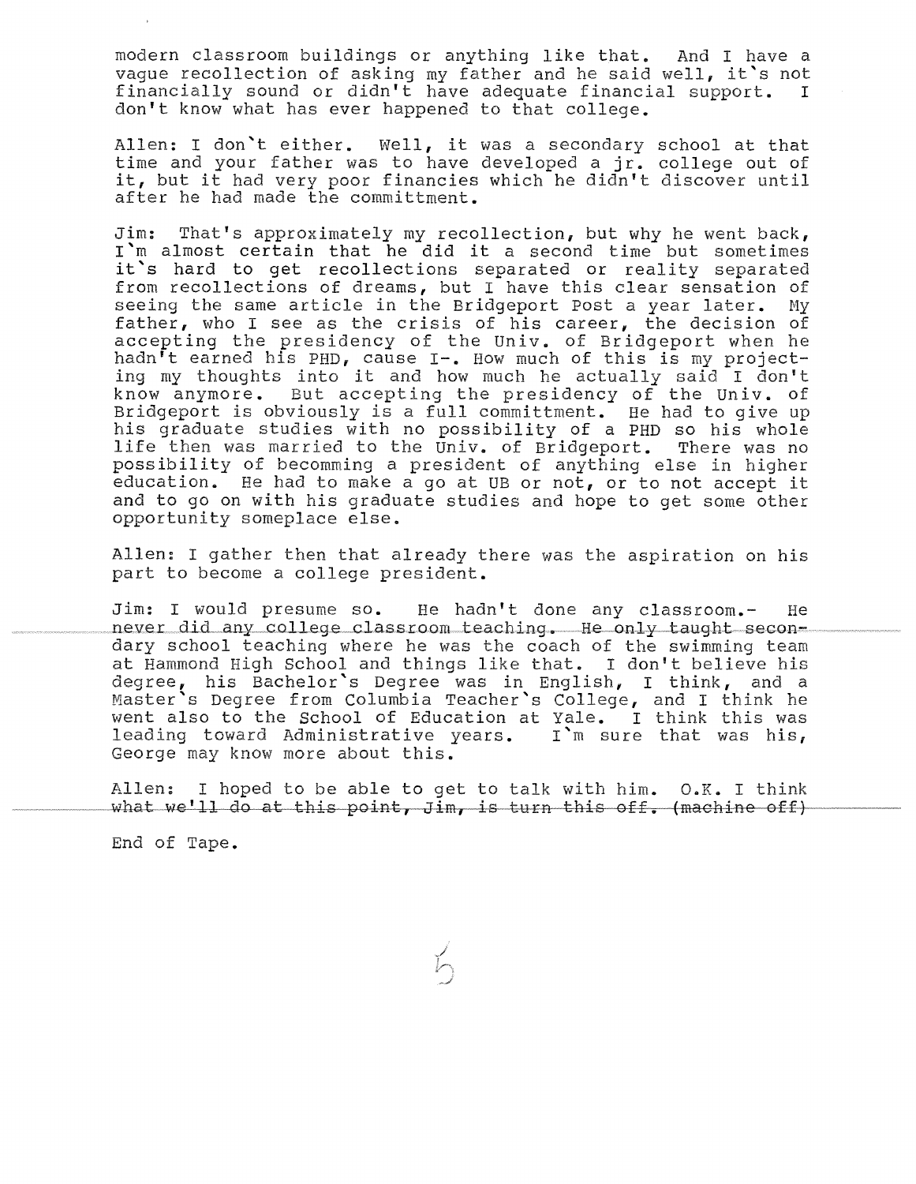modern classroom buildings or anything like that. And I have a vague recollection of asking my father and he said well, it's not financially sound or didn't have adequate financial support. I don't know what has ever happened to that college.

Allen: I don't either. Well, it was a secondary school at that time and your father was to have developed a jr. college out of it, but it had very poor financies which he didn't discover until after he had made the committment.

Jim: That's approximately my recollection, but why he went back, I'm almost certain that he did it a second time but sometimes it's hard to get recollections separated or reality separated from recollections of dreams, but I have this clear sensation of seeing the same article in the Bridgeport Post a year later. My father, who I see as the crisis of his career, the decision of accepting the presidency of the Univ. of Bridgeport when he hadn't earned his PHD, cause I-. How much of this is my projecting my thoughts into it and how much he actually said I don't know anymore. But accepting the presidency of the Univ. of Bridgeport is obviously is a full committment. He had to give up his graduate studies with no possibility of a PHD so his whole life then was married to the Univ. of Bridgeport. There was no possibility of becomming a president of anything else in higher education. He had to make a go at UB or not, or to not accept it and to go on with his graduate studies and hope to get some other opportunity someplace else.

Allen: I gather then that already there was the aspiration on his part to become a college president.

Jim: I would presume so. He hadn't done any classroom.- He never did any college classroom teaching. He only taught secondary school teaching where he was the coach of the swimming team at Hammond High School and things like that. I don't believe his degree, his Bachelor's Degree was in English, I think, and a Master's Degree from Columbia Teacher's College, and I think he went also to the School of Education at Yale. I think this was leading toward Administrative years. I'm sure that was his, George may know more about this.

Allen: I hoped to be able to get to talk with him. O.K. I think what we'll do at this point, Jim, is turn this off. (machine off)

End of Tape.